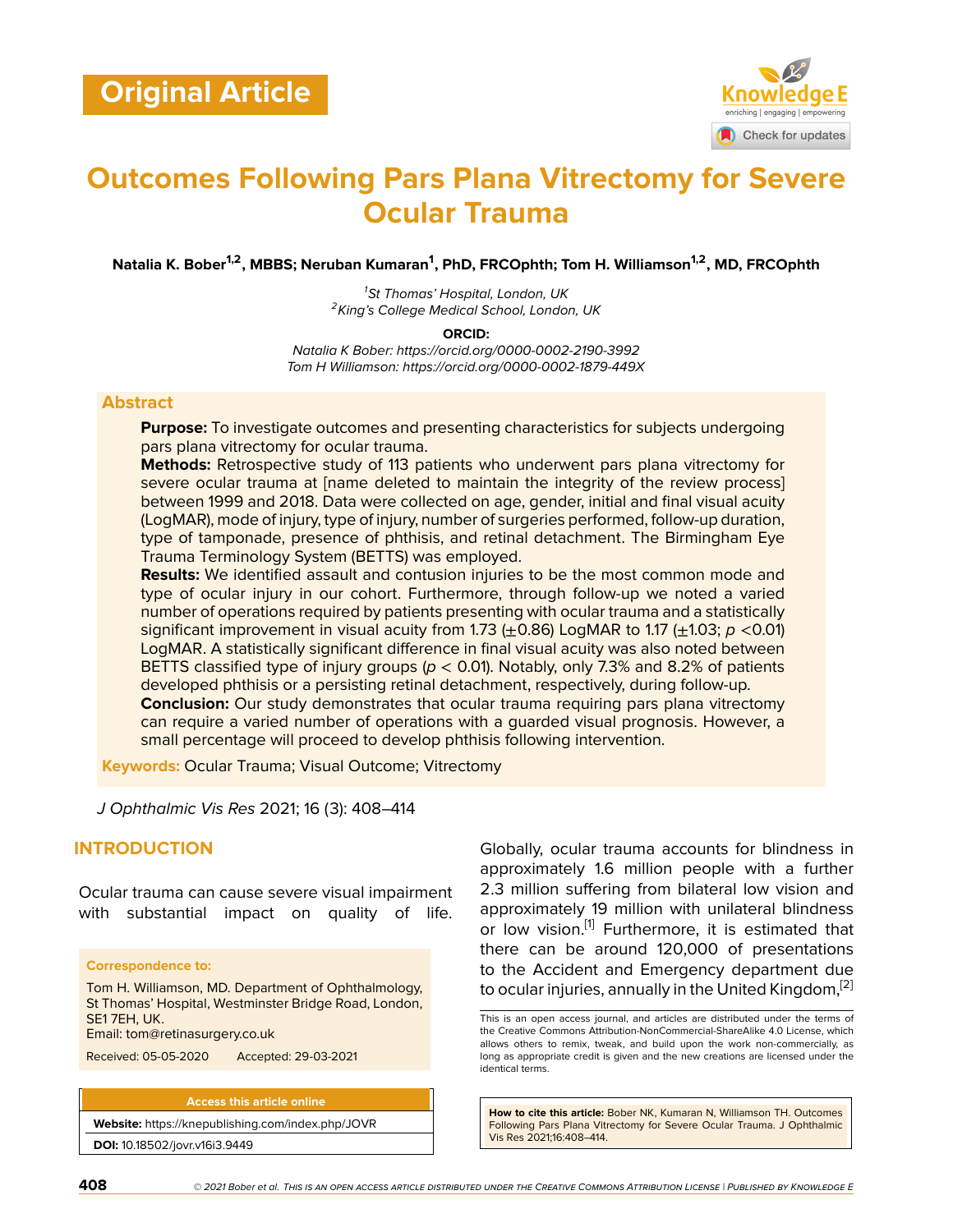Original Article

# Outcomes Following Pars Plana Vitrectomy for Severe Ocular Trauma

**Natalia K. Bober[1,2], MBBS; Neruban Kumaran[1], PhD, FRCOphth; Tom H. Williamson[1,2], MD, FRCOphth**

[1]St Thomas' Hospital, London, UK
[2]King's College Medical School, London, UK

**ORCID:**
*Natalia K Bober: https://orcid.org/0000-0002-2190-3992*
*Tom H Williamson: https://orcid.org/0000-0002-1879-449X*

## Abstract

**Purpose:** To investigate outcomes and presenting characteristics for subjects undergoing pars plana vitrectomy for ocular trauma.

**Methods:** Retrospective study of 113 patients who underwent pars plana vitrectomy for severe ocular trauma at [name deleted to maintain the integrity of the review process] between 1999 and 2018. Data were collected on age, gender, initial and final visual acuity (LogMAR), mode of injury, type of injury, number of surgeries performed, follow-up duration, type of tamponade, presence of phthisis, and retinal detachment. The Birmingham Eye Trauma Terminology System (BETTS) was employed.

**Results:** We identified assault and contusion injuries to be the most common mode and type of ocular injury in our cohort. Furthermore, through follow-up we noted a varied number of operations required by patients presenting with ocular trauma and a statistically significant improvement in visual acuity from 1.73 (±0.86) LogMAR to 1.17 (±1.03; $p < 0.01$) LogMAR. A statistically significant difference in final visual acuity was also noted between BETTS classified type of injury groups ($p < 0.01$). Notably, only 7.3% and 8.2% of patients developed phthisis or a persisting retinal detachment, respectively, during follow-up.

**Conclusion:** Our study demonstrates that ocular trauma requiring pars plana vitrectomy can require a varied number of operations with a guarded visual prognosis. However, a small percentage will proceed to develop phthisis following intervention.

**Keywords:** Ocular Trauma; Visual Outcome; Vitrectomy

*J Ophthalmic Vis Res* 2021; 16 (3): 408–414

## INTRODUCTION

Ocular trauma can cause severe visual impairment with substantial impact on quality of life. Globally, ocular trauma accounts for blindness in approximately 1.6 million people with a further 2.3 million suffering from bilateral low vision and approximately 19 million with unilateral blindness or low vision.[1] Furthermore, it is estimated that there can be around 120,000 of presentations to the Accident and Emergency department due to ocular injuries, annually in the United Kingdom,[2]

**Correspondence to:**
Tom H. Williamson, MD. Department of Ophthalmology, St Thomas' Hospital, Westminster Bridge Road, London, SE1 7EH, UK.
Email: tom@retinasurgery.co.uk

Received: 05-05-2020 Accepted: 29-03-2021

**Access this article online**
**Website:** https://knepublishing.com/index.php/JOVR
**DOI:** 10.18502/jovr.v16i3.9449

This is an open access journal, and articles are distributed under the terms of the Creative Commons Attribution-NonCommercial-ShareAlike 4.0 License, which allows others to remix, tweak, and build upon the work non-commercially, as long as appropriate credit is given and the new creations are licensed under the identical terms.

**How to cite this article:** Bober NK, Kumaran N, Williamson TH. Outcomes Following Pars Plana Vitrectomy for Severe Ocular Trauma. J Ophthalmic Vis Res 2021;16:408–414.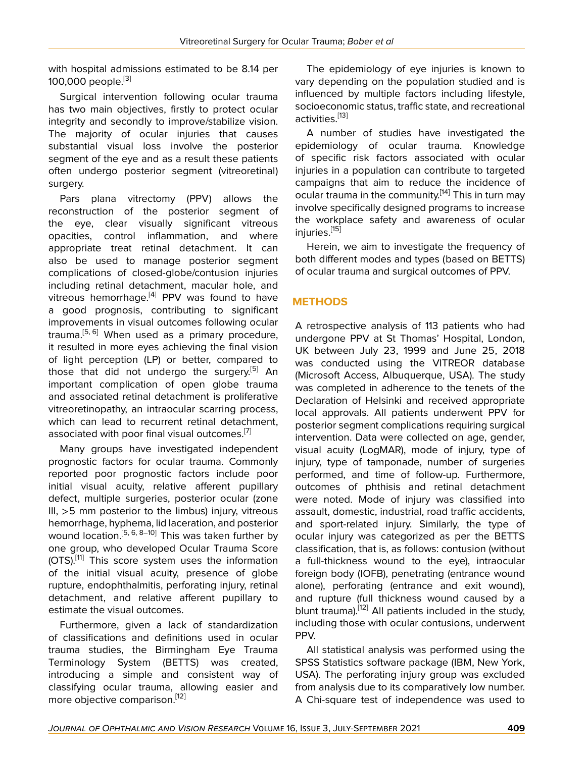with hospital admissions estimated to be 8.14 per 100,000 people.[3]

Surgical intervention following ocular trauma has two main objectives, firstly to protect ocular integrity and secondly to improve/stabilize vision. The majority of ocular injuries that causes substantial visual loss involve the posterior segment of the eye and as a result these patients often undergo posterior segment (vitreoretinal) surgery.

Pars plana vitrectomy (PPV) allows the reconstruction of the posterior segment of the eye, clear visually significant vitreous opacities, control inflammation, and where appropriate treat retinal detachment. It can also be used to manage posterior segment complications of closed-globe/contusion injuries including retinal detachment, macular hole, and vitreous hemorrhage.[4] PPV was found to have a good prognosis, contributing to significant improvements in visual outcomes following ocular trauma.[5, 6] When used as a primary procedure, it resulted in more eyes achieving the final vision of light perception (LP) or better, compared to those that did not undergo the surgery.[5] An important complication of open globe trauma and associated retinal detachment is proliferative vitreoretinopathy, an intraocular scarring process, which can lead to recurrent retinal detachment, associated with poor final visual outcomes.[7]

Many groups have investigated independent prognostic factors for ocular trauma. Commonly reported poor prognostic factors include poor initial visual acuity, relative afferent pupillary defect, multiple surgeries, posterior ocular (zone III, >5 mm posterior to the limbus) injury, vitreous hemorrhage, hyphema, lid laceration, and posterior wound location.[5, 6, 8–10] This was taken further by one group, who developed Ocular Trauma Score (OTS).[11] This score system uses the information of the initial visual acuity, presence of globe rupture, endophthalmitis, perforating injury, retinal detachment, and relative afferent pupillary to estimate the visual outcomes.

Furthermore, given a lack of standardization of classifications and definitions used in ocular trauma studies, the Birmingham Eye Trauma Terminology System (BETTS) was created, introducing a simple and consistent way of classifying ocular trauma, allowing easier and more objective comparison.[12]

The epidemiology of eye injuries is known to vary depending on the population studied and is influenced by multiple factors including lifestyle, socioeconomic status, traffic state, and recreational activities.[13]

A number of studies have investigated the epidemiology of ocular trauma. Knowledge of specific risk factors associated with ocular injuries in a population can contribute to targeted campaigns that aim to reduce the incidence of ocular trauma in the community.[14] This in turn may involve specifically designed programs to increase the workplace safety and awareness of ocular injuries.[15]

Herein, we aim to investigate the frequency of both different modes and types (based on BETTS) of ocular trauma and surgical outcomes of PPV.

## METHODS

A retrospective analysis of 113 patients who had undergone PPV at St Thomas' Hospital, London, UK between July 23, 1999 and June 25, 2018 was conducted using the VITREOR database (Microsoft Access, Albuquerque, USA). The study was completed in adherence to the tenets of the Declaration of Helsinki and received appropriate local approvals. All patients underwent PPV for posterior segment complications requiring surgical intervention. Data were collected on age, gender, visual acuity (LogMAR), mode of injury, type of injury, type of tamponade, number of surgeries performed, and time of follow-up. Furthermore, outcomes of phthisis and retinal detachment were noted. Mode of injury was classified into assault, domestic, industrial, road traffic accidents, and sport-related injury. Similarly, the type of ocular injury was categorized as per the BETTS classification, that is, as follows: contusion (without a full-thickness wound to the eye), intraocular foreign body (IOFB), penetrating (entrance wound alone), perforating (entrance and exit wound), and rupture (full thickness wound caused by a blunt trauma).[12] All patients included in the study, including those with ocular contusions, underwent PPV.

All statistical analysis was performed using the SPSS Statistics software package (IBM, New York, USA). The perforating injury group was excluded from analysis due to its comparatively low number. A Chi-square test of independence was used to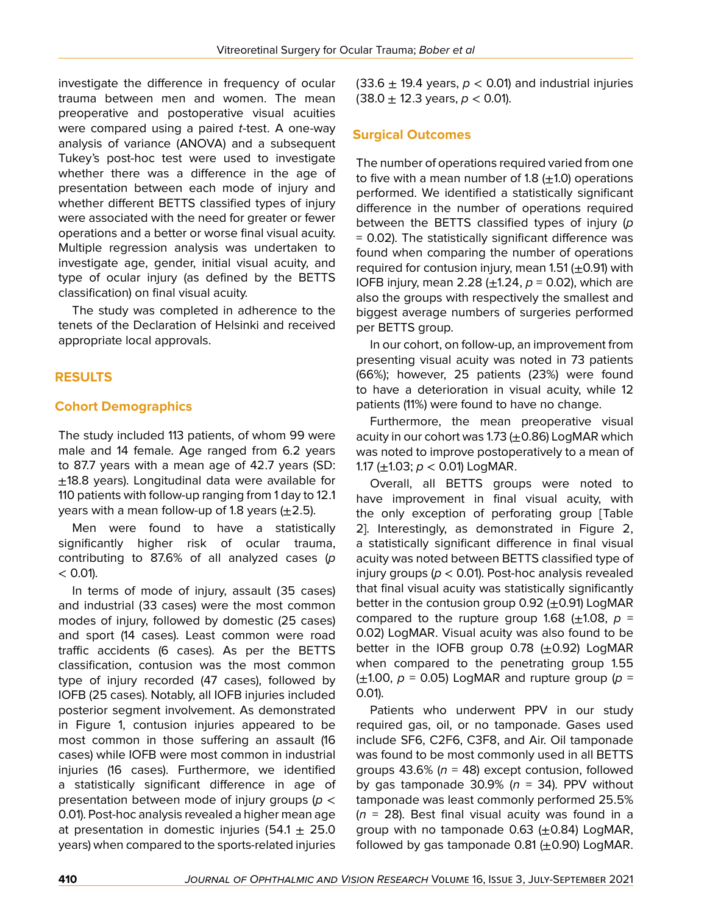investigate the difference in frequency of ocular trauma between men and women. The mean preoperative and postoperative visual acuities were compared using a paired *t*-test. A one-way analysis of variance (ANOVA) and a subsequent Tukey's post-hoc test were used to investigate whether there was a difference in the age of presentation between each mode of injury and whether different BETTS classified types of injury were associated with the need for greater or fewer operations and a better or worse final visual acuity. Multiple regression analysis was undertaken to investigate age, gender, initial visual acuity, and type of ocular injury (as defined by the BETTS classification) on final visual acuity.

The study was completed in adherence to the tenets of the Declaration of Helsinki and received appropriate local approvals.

## RESULTS

### Cohort Demographics

The study included 113 patients, of whom 99 were male and 14 female. Age ranged from 6.2 years to 87.7 years with a mean age of 42.7 years (SD: ±18.8 years). Longitudinal data were available for 110 patients with follow-up ranging from 1 day to 12.1 years with a mean follow-up of 1.8 years (±2.5).

Men were found to have a statistically significantly higher risk of ocular trauma, contributing to 87.6% of all analyzed cases ($p < 0.01$).

In terms of mode of injury, assault (35 cases) and industrial (33 cases) were the most common modes of injury, followed by domestic (25 cases) and sport (14 cases). Least common were road traffic accidents (6 cases). As per the BETTS classification, contusion was the most common type of injury recorded (47 cases), followed by IOFB (25 cases). Notably, all IOFB injuries included posterior segment involvement. As demonstrated in Figure 1, contusion injuries appeared to be most common in those suffering an assault (16 cases) while IOFB were most common in industrial injuries (16 cases). Furthermore, we identified a statistically significant difference in age of presentation between mode of injury groups ($p < 0.01$). Post-hoc analysis revealed a higher mean age at presentation in domestic injuries (54.1 ± 25.0 years) when compared to the sports-related injuries (33.6 ± 19.4 years, $p < 0.01$) and industrial injuries (38.0 ± 12.3 years, $p < 0.01$).

### Surgical Outcomes

The number of operations required varied from one to five with a mean number of 1.8 (±1.0) operations performed. We identified a statistically significant difference in the number of operations required between the BETTS classified types of injury ($p = 0.02$). The statistically significant difference was found when comparing the number of operations required for contusion injury, mean 1.51 (±0.91) with IOFB injury, mean 2.28 (±1.24, $p = 0.02$), which are also the groups with respectively the smallest and biggest average numbers of surgeries performed per BETTS group.

In our cohort, on follow-up, an improvement from presenting visual acuity was noted in 73 patients (66%); however, 25 patients (23%) were found to have a deterioration in visual acuity, while 12 patients (11%) were found to have no change.

Furthermore, the mean preoperative visual acuity in our cohort was 1.73 (±0.86) LogMAR which was noted to improve postoperatively to a mean of 1.17 (±1.03; $p < 0.01$) LogMAR.

Overall, all BETTS groups were noted to have improvement in final visual acuity, with the only exception of perforating group [Table 2]. Interestingly, as demonstrated in Figure 2, a statistically significant difference in final visual acuity was noted between BETTS classified type of injury groups ($p < 0.01$). Post-hoc analysis revealed that final visual acuity was statistically significantly better in the contusion group 0.92 (±0.91) LogMAR compared to the rupture group 1.68 (±1.08, $p = 0.02$) LogMAR. Visual acuity was also found to be better in the IOFB group 0.78 (±0.92) LogMAR when compared to the penetrating group 1.55 (±1.00, $p = 0.05$) LogMAR and rupture group ($p = 0.01$).

Patients who underwent PPV in our study required gas, oil, or no tamponade. Gases used include SF6, C2F6, C3F8, and Air. Oil tamponade was found to be most commonly used in all BETTS groups 43.6% ($n = 48$) except contusion, followed by gas tamponade 30.9% ($n = 34$). PPV without tamponade was least commonly performed 25.5% ($n = 28$). Best final visual acuity was found in a group with no tamponade 0.63 (±0.84) LogMAR, followed by gas tamponade 0.81 (±0.90) LogMAR.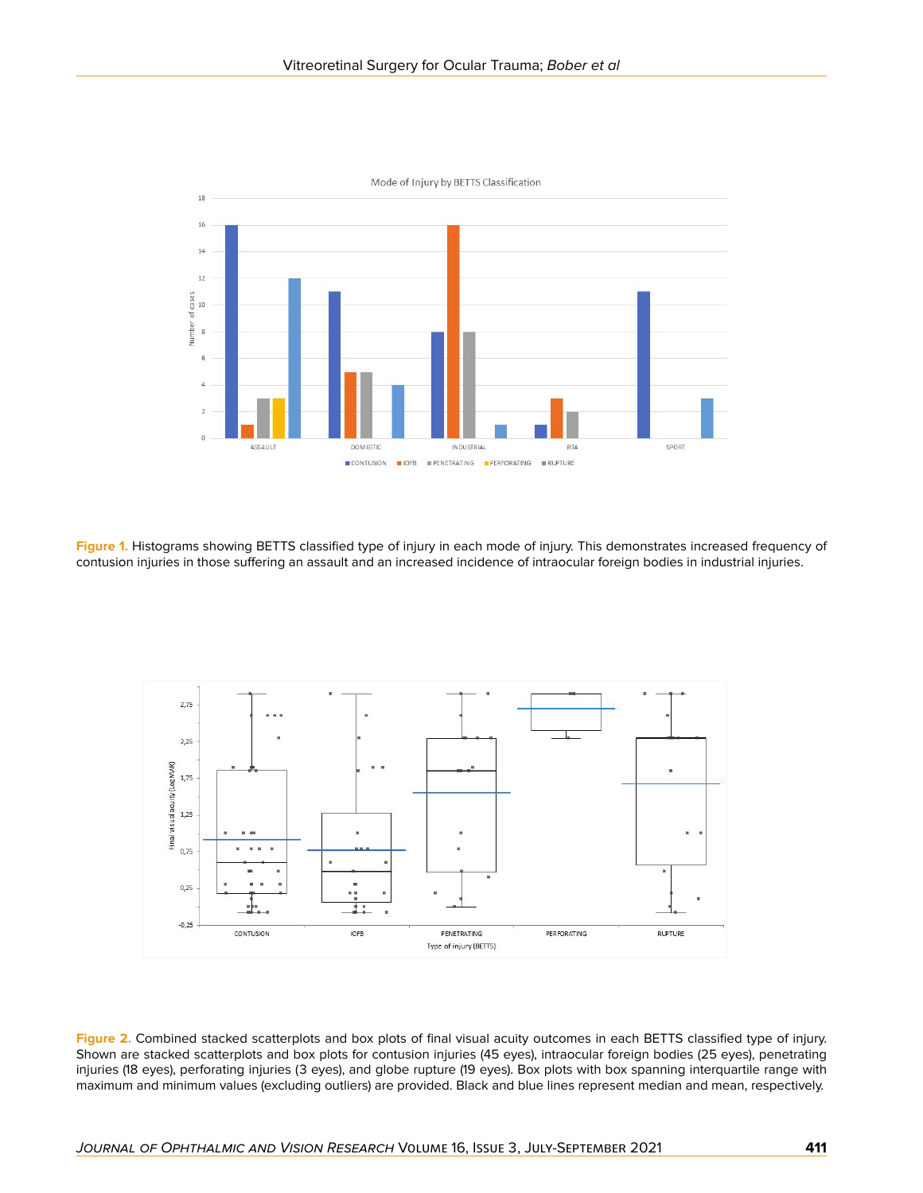**Figure 1.** Histograms showing BETTS classified type of injury in each mode of injury. This demonstrates increased frequency of contusion injuries in those suffering an assault and an increased incidence of intraocular foreign bodies in industrial injuries.

**Figure 2.** Combined stacked scatterplots and box plots of final visual acuity outcomes in each BETTS classified type of injury. Shown are stacked scatterplots and box plots for contusion injuries (45 eyes), intraocular foreign bodies (25 eyes), penetrating injuries (18 eyes), perforating injuries (3 eyes), and globe rupture (19 eyes). Box plots with box spanning interquartile range with maximum and minimum values (excluding outliers) are provided. Black and blue lines represent median and mean, respectively.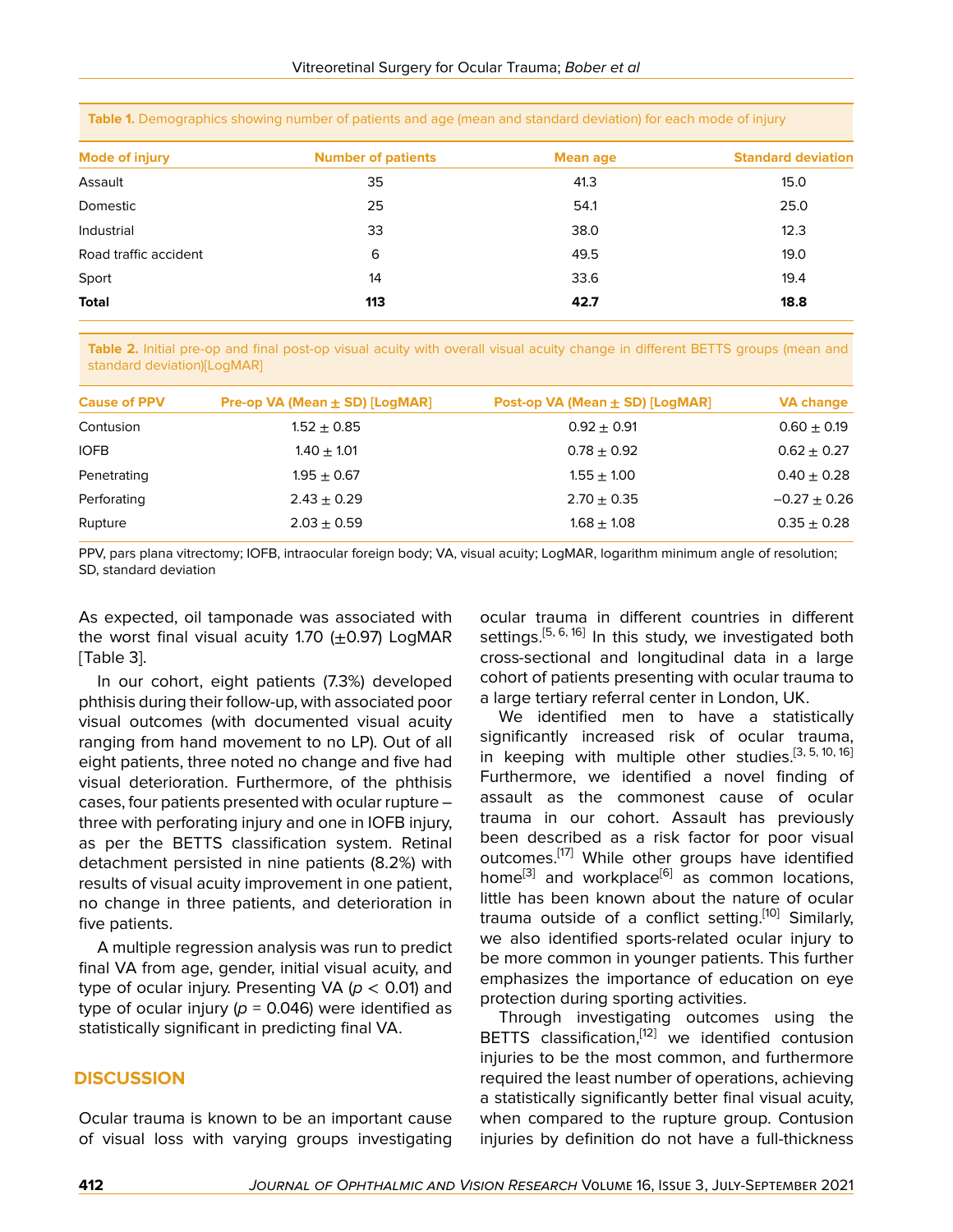**Table 1.** Demographics showing number of patients and age (mean and standard deviation) for each mode of injury

| Mode of injury | Number of patients | Mean age | Standard deviation |
|---|---|---|---|
| Assault | 35 | 41.3 | 15.0 |
| Domestic | 25 | 54.1 | 25.0 |
| Industrial | 33 | 38.0 | 12.3 |
| Road traffic accident | 6 | 49.5 | 19.0 |
| Sport | 14 | 33.6 | 19.4 |
| **Total** | **113** | **42.7** | **18.8** |

**Table 2.** Initial pre-op and final post-op visual acuity with overall visual acuity change in different BETTS groups (mean and standard deviation)[LogMAR]

| Cause of PPV | Pre-op VA (Mean ± SD) [LogMAR] | Post-op VA (Mean ± SD) [LogMAR] | VA change |
|---|---|---|---|
| Contusion | 1.52 ± 0.85 | 0.92 ± 0.91 | 0.60 ± 0.19 |
| IOFB | 1.40 ± 1.01 | 0.78 ± 0.92 | 0.62 ± 0.27 |
| Penetrating | 1.95 ± 0.67 | 1.55 ± 1.00 | 0.40 ± 0.28 |
| Perforating | 2.43 ± 0.29 | 2.70 ± 0.35 | −0.27 ± 0.26 |
| Rupture | 2.03 ± 0.59 | 1.68 ± 1.08 | 0.35 ± 0.28 |

PPV, pars plana vitrectomy; IOFB, intraocular foreign body; VA, visual acuity; LogMAR, logarithm minimum angle of resolution; SD, standard deviation

As expected, oil tamponade was associated with the worst final visual acuity 1.70 (±0.97) LogMAR [Table 3].

In our cohort, eight patients (7.3%) developed phthisis during their follow-up, with associated poor visual outcomes (with documented visual acuity ranging from hand movement to no LP). Out of all eight patients, three noted no change and five had visual deterioration. Furthermore, of the phthisis cases, four patients presented with ocular rupture – three with perforating injury and one in IOFB injury, as per the BETTS classification system. Retinal detachment persisted in nine patients (8.2%) with results of visual acuity improvement in one patient, no change in three patients, and deterioration in five patients.

A multiple regression analysis was run to predict final VA from age, gender, initial visual acuity, and type of ocular injury. Presenting VA ($p < 0.01$) and type of ocular injury ($p = 0.046$) were identified as statistically significant in predicting final VA.

## DISCUSSION

Ocular trauma is known to be an important cause of visual loss with varying groups investigating ocular trauma in different countries in different settings.[5, 6, 16] In this study, we investigated both cross-sectional and longitudinal data in a large cohort of patients presenting with ocular trauma to a large tertiary referral center in London, UK.

We identified men to have a statistically significantly increased risk of ocular trauma, in keeping with multiple other studies.[3, 5, 10, 16] Furthermore, we identified a novel finding of assault as the commonest cause of ocular trauma in our cohort. Assault has previously been described as a risk factor for poor visual outcomes.[17] While other groups have identified home[3] and workplace[6] as common locations, little has been known about the nature of ocular trauma outside of a conflict setting.[10] Similarly, we also identified sports-related ocular injury to be more common in younger patients. This further emphasizes the importance of education on eye protection during sporting activities.

Through investigating outcomes using the BETTS classification,[12] we identified contusion injuries to be the most common, and furthermore required the least number of operations, achieving a statistically significantly better final visual acuity, when compared to the rupture group. Contusion injuries by definition do not have a full-thickness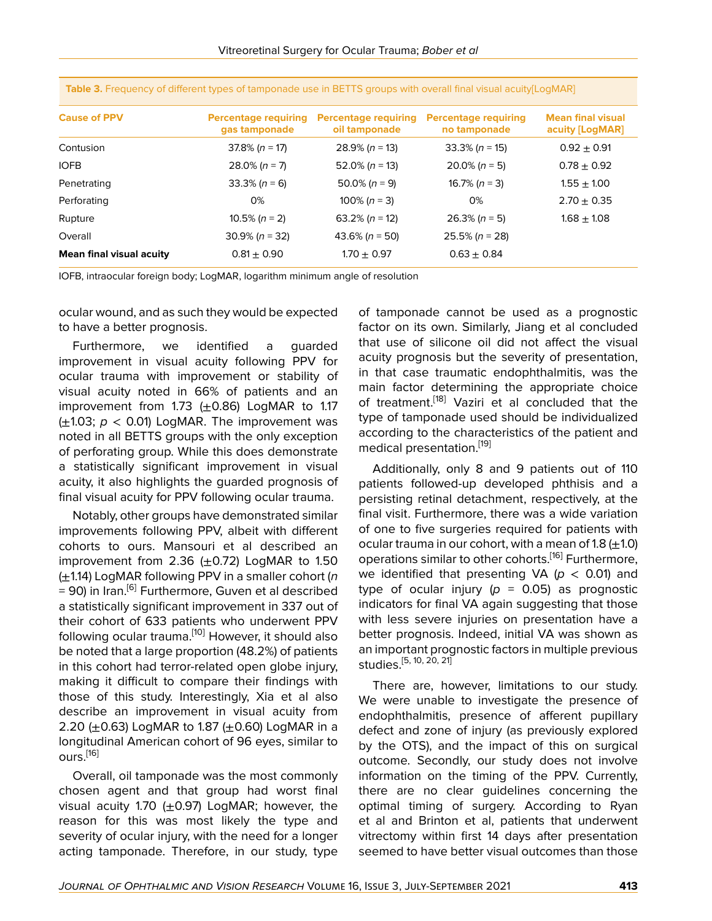**Table 3.** Frequency of different types of tamponade use in BETTS groups with overall final visual acuity[LogMAR]

| Cause of PPV | Percentage requiring gas tamponade | Percentage requiring oil tamponade | Percentage requiring no tamponade | Mean final visual acuity [LogMAR] |
|---|---|---|---|---|
| Contusion | 37.8% ($n$ = 17) | 28.9% ($n$ = 13) | 33.3% ($n$ = 15) | 0.92 ± 0.91 |
| IOFB | 28.0% ($n$ = 7) | 52.0% ($n$ = 13) | 20.0% ($n$ = 5) | 0.78 ± 0.92 |
| Penetrating | 33.3% ($n$ = 6) | 50.0% ($n$ = 9) | 16.7% ($n$ = 3) | 1.55 ± 1.00 |
| Perforating | 0% | 100% ($n$ = 3) | 0% | 2.70 ± 0.35 |
| Rupture | 10.5% ($n$ = 2) | 63.2% ($n$ = 12) | 26.3% ($n$ = 5) | 1.68 ± 1.08 |
| Overall | 30.9% ($n$ = 32) | 43.6% ($n$ = 50) | 25.5% ($n$ = 28) | |
| **Mean final visual acuity** | 0.81 ± 0.90 | 1.70 ± 0.97 | 0.63 ± 0.84 | |

IOFB, intraocular foreign body; LogMAR, logarithm minimum angle of resolution

ocular wound, and as such they would be expected to have a better prognosis.

Furthermore, we identified a guarded improvement in visual acuity following PPV for ocular trauma with improvement or stability of visual acuity noted in 66% of patients and an improvement from 1.73 (±0.86) LogMAR to 1.17 (±1.03; $p < 0.01$) LogMAR. The improvement was noted in all BETTS groups with the only exception of perforating group. While this does demonstrate a statistically significant improvement in visual acuity, it also highlights the guarded prognosis of final visual acuity for PPV following ocular trauma.

Notably, other groups have demonstrated similar improvements following PPV, albeit with different cohorts to ours. Mansouri et al described an improvement from 2.36 (±0.72) LogMAR to 1.50 (±1.14) LogMAR following PPV in a smaller cohort ($n$ = 90) in Iran.[6] Furthermore, Guven et al described a statistically significant improvement in 337 out of their cohort of 633 patients who underwent PPV following ocular trauma.[10] However, it should also be noted that a large proportion (48.2%) of patients in this cohort had terror-related open globe injury, making it difficult to compare their findings with those of this study. Interestingly, Xia et al also describe an improvement in visual acuity from 2.20 (±0.63) LogMAR to 1.87 (±0.60) LogMAR in a longitudinal American cohort of 96 eyes, similar to ours.[16]

Overall, oil tamponade was the most commonly chosen agent and that group had worst final visual acuity 1.70 (±0.97) LogMAR; however, the reason for this was most likely the type and severity of ocular injury, with the need for a longer acting tamponade. Therefore, in our study, type of tamponade cannot be used as a prognostic factor on its own. Similarly, Jiang et al concluded that use of silicone oil did not affect the visual acuity prognosis but the severity of presentation, in that case traumatic endophthalmitis, was the main factor determining the appropriate choice of treatment.[18] Vaziri et al concluded that the type of tamponade used should be individualized according to the characteristics of the patient and medical presentation.[19]

Additionally, only 8 and 9 patients out of 110 patients followed-up developed phthisis and a persisting retinal detachment, respectively, at the final visit. Furthermore, there was a wide variation of one to five surgeries required for patients with ocular trauma in our cohort, with a mean of 1.8 (±1.0) operations similar to other cohorts.[16] Furthermore, we identified that presenting VA ($p < 0.01$) and type of ocular injury ($p$ = 0.05) as prognostic indicators for final VA again suggesting that those with less severe injuries on presentation have a better prognosis. Indeed, initial VA was shown as an important prognostic factors in multiple previous studies.[5, 10, 20, 21]

There are, however, limitations to our study. We were unable to investigate the presence of endophthalmitis, presence of afferent pupillary defect and zone of injury (as previously explored by the OTS), and the impact of this on surgical outcome. Secondly, our study does not involve information on the timing of the PPV. Currently, there are no clear guidelines concerning the optimal timing of surgery. According to Ryan et al and Brinton et al, patients that underwent vitrectomy within first 14 days after presentation seemed to have better visual outcomes than those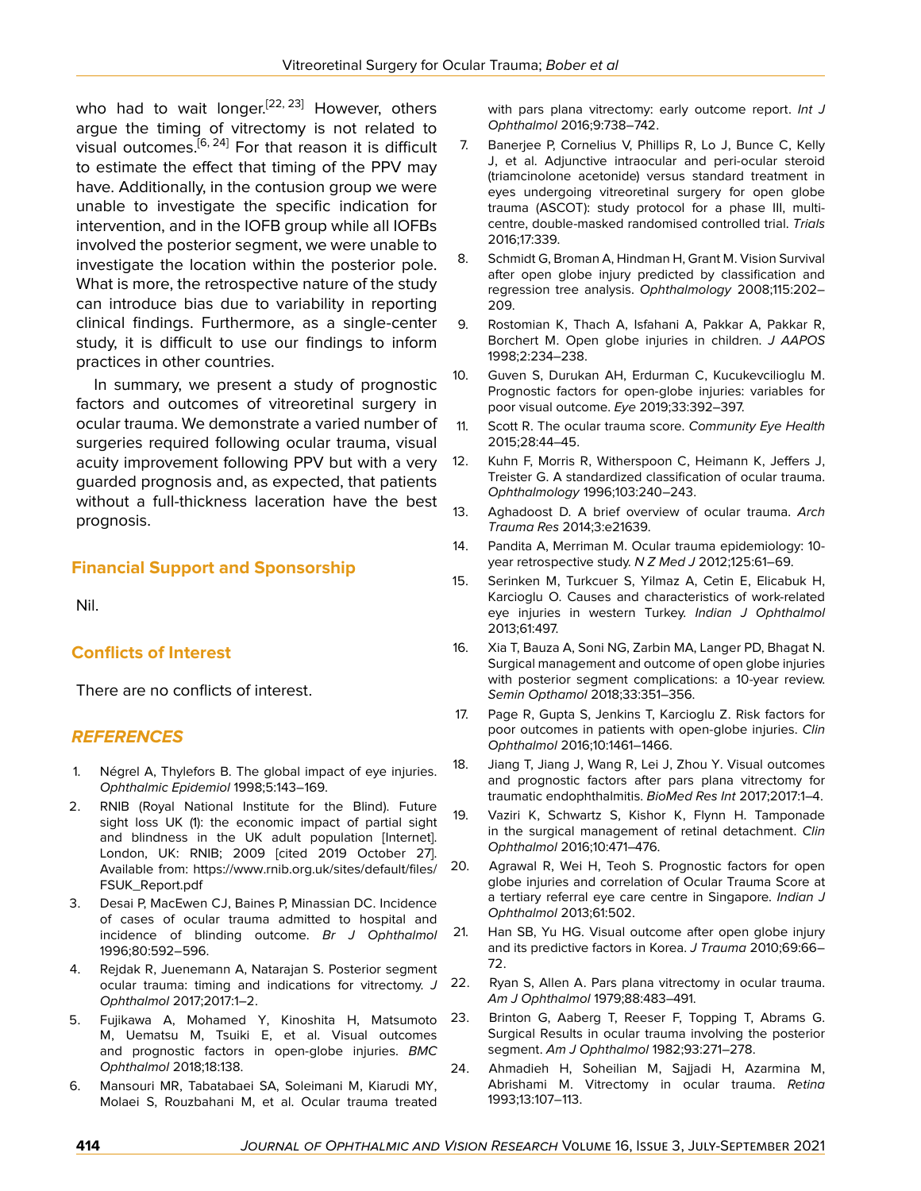who had to wait longer.[22, 23] However, others argue the timing of vitrectomy is not related to visual outcomes.[6, 24] For that reason it is difficult to estimate the effect that timing of the PPV may have. Additionally, in the contusion group we were unable to investigate the specific indication for intervention, and in the IOFB group while all IOFBs involved the posterior segment, we were unable to investigate the location within the posterior pole. What is more, the retrospective nature of the study can introduce bias due to variability in reporting clinical findings. Furthermore, as a single-center study, it is difficult to use our findings to inform practices in other countries.

In summary, we present a study of prognostic factors and outcomes of vitreoretinal surgery in ocular trauma. We demonstrate a varied number of surgeries required following ocular trauma, visual acuity improvement following PPV but with a very guarded prognosis and, as expected, that patients without a full-thickness laceration have the best prognosis.

## Financial Support and Sponsorship

Nil.

## Conflicts of Interest

There are no conflicts of interest.

## REFERENCES

1. Négrel A, Thylefors B. The global impact of eye injuries. *Ophthalmic Epidemiol* 1998;5:143–169.
2. RNIB (Royal National Institute for the Blind). Future sight loss UK (1): the economic impact of partial sight and blindness in the UK adult population [Internet]. London, UK: RNIB; 2009 [cited 2019 October 27]. Available from: https://www.rnib.org.uk/sites/default/files/FSUK_Report.pdf
3. Desai P, MacEwen CJ, Baines P, Minassian DC. Incidence of cases of ocular trauma admitted to hospital and incidence of blinding outcome. *Br J Ophthalmol* 1996;80:592–596.
4. Rejdak R, Juenemann A, Natarajan S. Posterior segment ocular trauma: timing and indications for vitrectomy. *J Ophthalmol* 2017;2017:1–2.
5. Fujikawa A, Mohamed Y, Kinoshita H, Matsumoto M, Uematsu M, Tsuiki E, et al. Visual outcomes and prognostic factors in open-globe injuries. *BMC Ophthalmol* 2018;18:138.
6. Mansouri MR, Tabatabaei SA, Soleimani M, Kiarudi MY, Molaei S, Rouzbahani M, et al. Ocular trauma treated with pars plana vitrectomy: early outcome report. *Int J Ophthalmol* 2016;9:738–742.
7. Banerjee P, Cornelius V, Phillips R, Lo J, Bunce C, Kelly J, et al. Adjunctive intraocular and peri-ocular steroid (triamcinolone acetonide) versus standard treatment in eyes undergoing vitreoretinal surgery for open globe trauma (ASCOT): study protocol for a phase III, multi-centre, double-masked randomised controlled trial. *Trials* 2016;17:339.
8. Schmidt G, Broman A, Hindman H, Grant M. Vision Survival after open globe injury predicted by classification and regression tree analysis. *Ophthalmology* 2008;115:202–209.
9. Rostomian K, Thach A, Isfahani A, Pakkar A, Pakkar R, Borchert M. Open globe injuries in children. *J AAPOS* 1998;2:234–238.
10. Guven S, Durukan AH, Erdurman C, Kucukevcilioglu M. Prognostic factors for open-globe injuries: variables for poor visual outcome. *Eye* 2019;33:392–397.
11. Scott R. The ocular trauma score. *Community Eye Health* 2015;28:44–45.
12. Kuhn F, Morris R, Witherspoon C, Heimann K, Jeffers J, Treister G. A standardized classification of ocular trauma. *Ophthalmology* 1996;103:240–243.
13. Aghadoost D. A brief overview of ocular trauma. *Arch Trauma Res* 2014;3:e21639.
14. Pandita A, Merriman M. Ocular trauma epidemiology: 10-year retrospective study. *N Z Med J* 2012;125:61–69.
15. Serinken M, Turkcuer S, Yilmaz A, Cetin E, Elicabuk H, Karcioglu O. Causes and characteristics of work-related eye injuries in western Turkey. *Indian J Ophthalmol* 2013;61:497.
16. Xia T, Bauza A, Soni NG, Zarbin MA, Langer PD, Bhagat N. Surgical management and outcome of open globe injuries with posterior segment complications: a 10-year review. *Semin Opthamol* 2018;33:351–356.
17. Page R, Gupta S, Jenkins T, Karcioglu Z. Risk factors for poor outcomes in patients with open-globe injuries. *Clin Ophthalmol* 2016;10:1461–1466.
18. Jiang T, Jiang J, Wang R, Lei J, Zhou Y. Visual outcomes and prognostic factors after pars plana vitrectomy for traumatic endophthalmitis. *BioMed Res Int* 2017;2017:1–4.
19. Vaziri K, Schwartz S, Kishor K, Flynn H. Tamponade in the surgical management of retinal detachment. *Clin Ophthalmol* 2016;10:471–476.
20. Agrawal R, Wei H, Teoh S. Prognostic factors for open globe injuries and correlation of Ocular Trauma Score at a tertiary referral eye care centre in Singapore. *Indian J Ophthalmol* 2013;61:502.
21. Han SB, Yu HG. Visual outcome after open globe injury and its predictive factors in Korea. *J Trauma* 2010;69:66–72.
22. Ryan S, Allen A. Pars plana vitrectomy in ocular trauma. *Am J Ophthalmol* 1979;88:483–491.
23. Brinton G, Aaberg T, Reeser F, Topping T, Abrams G. Surgical Results in ocular trauma involving the posterior segment. *Am J Ophthalmol* 1982;93:271–278.
24. Ahmadieh H, Soheilian M, Sajjadi H, Azarmina M, Abrishami M. Vitrectomy in ocular trauma. *Retina* 1993;13:107–113.